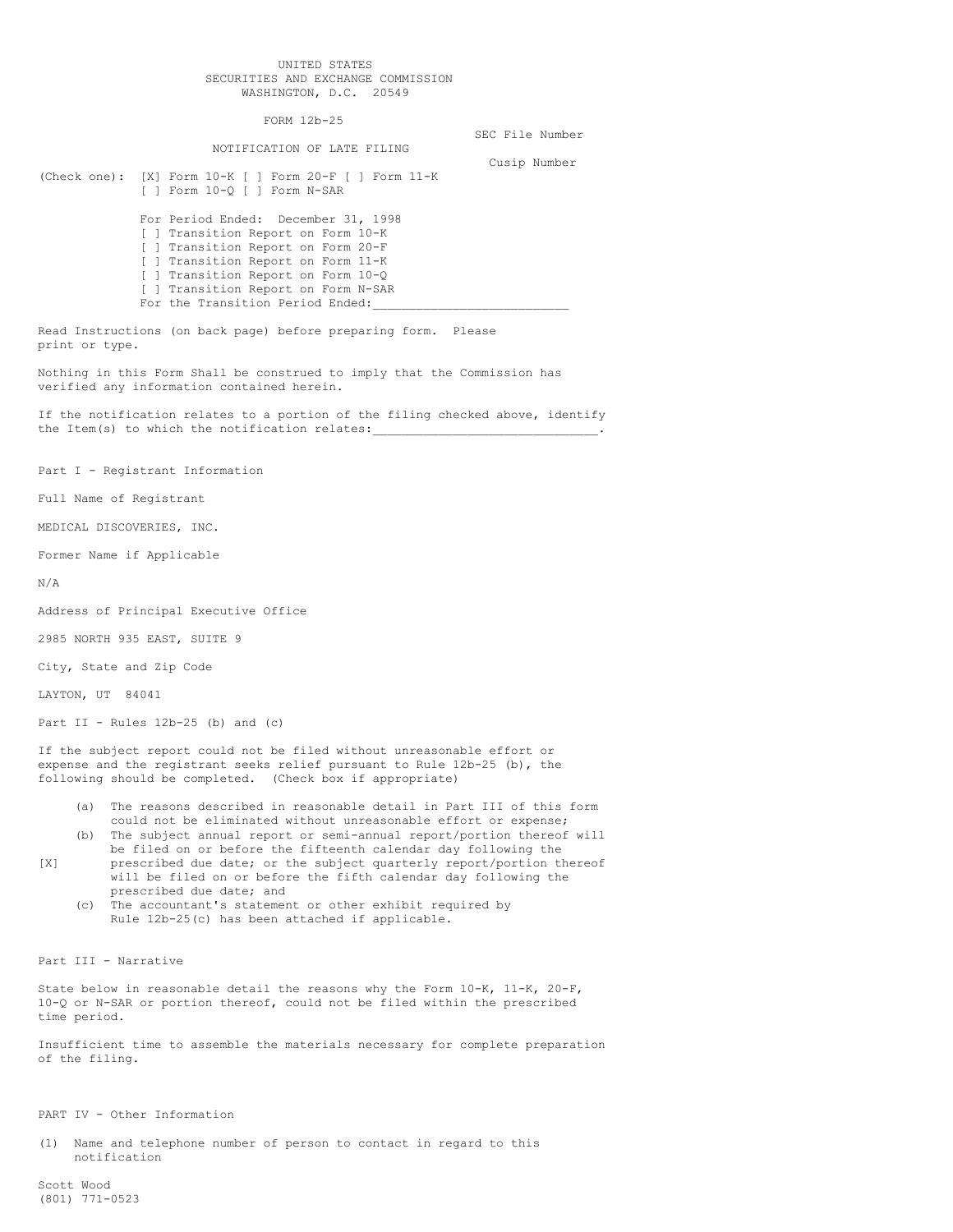UNITED STATES
SECURITIES AND EXCHANGE COMMISSION
WASHINGTON, D.C. 20549

FORM 12b-25

SEC File Number

NOTIFICATION OF LATE FILING

Cusip Number

(Check one): [X] Form 10-K [ ] Form 20-F [ ] Form 11-K
[ ] Form 10-Q [ ] Form N-SAR

For Period Ended: December 31, 1998
[ ] Transition Report on Form 10-K
[ ] Transition Report on Form 20-F
[ ] Transition Report on Form 11-K
[ ] Transition Report on Form 10-Q
[ ] Transition Report on Form N-SAR
For the Transition Period Ended:___________________________

Read Instructions (on back page) before preparing form. Please print or type.

Nothing in this Form Shall be construed to imply that the Commission has verified any information contained herein.

If the notification relates to a portion of the filing checked above, identify the Item(s) to which the notification relates:______________________________.

Part I - Registrant Information

Full Name of Registrant

MEDICAL DISCOVERIES, INC.

Former Name if Applicable

N/A

Address of Principal Executive Office

2985 NORTH 935 EAST, SUITE 9

City, State and Zip Code

LAYTON, UT 84041

Part II - Rules 12b-25 (b) and (c)

If the subject report could not be filed without unreasonable effort or expense and the registrant seeks relief pursuant to Rule 12b-25 (b), the following should be completed. (Check box if appropriate)

[X]

(a) The reasons described in reasonable detail in Part III of this form could not be eliminated without unreasonable effort or expense;

(b) The subject annual report or semi-annual report/portion thereof will be filed on or before the fifteenth calendar day following the prescribed due date; or the subject quarterly report/portion thereof will be filed on or before the fifth calendar day following the prescribed due date; and

(c) The accountant's statement or other exhibit required by Rule 12b-25(c) has been attached if applicable.

Part III - Narrative

State below in reasonable detail the reasons why the Form 10-K, 11-K, 20-F, 10-Q or N-SAR or portion thereof, could not be filed within the prescribed time period.

Insufficient time to assemble the materials necessary for complete preparation of the filing.

PART IV - Other Information

(1) Name and telephone number of person to contact in regard to this notification

Scott Wood
(801) 771-0523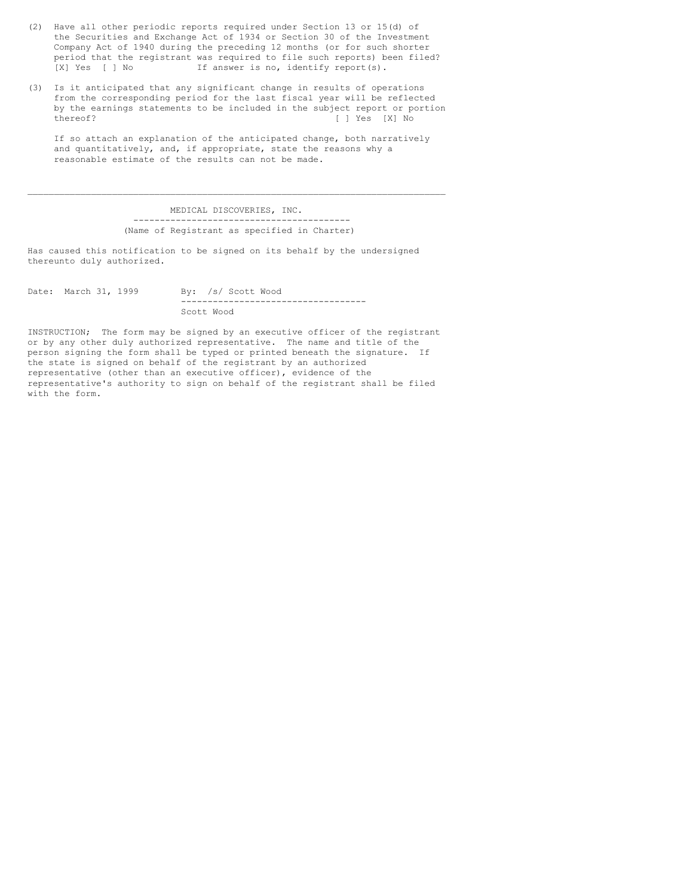(2) Have all other periodic reports required under Section 13 or 15(d) of the Securities and Exchange Act of 1934 or Section 30 of the Investment Company Act of 1940 during the preceding 12 months (or for such shorter period that the registrant was required to file such reports) been filed? [X] Yes [ ] No If answer is no, identify report(s).

(3) Is it anticipated that any significant change in results of operations from the corresponding period for the last fiscal year will be reflected by the earnings statements to be included in the subject report or portion thereof? [ ] Yes [X] No

If so attach an explanation of the anticipated change, both narratively and quantitatively, and, if appropriate, state the reasons why a reasonable estimate of the results can not be made.

---

MEDICAL DISCOVERIES, INC.
(Name of Registrant as specified in Charter)

Has caused this notification to be signed on its behalf by the undersigned thereunto duly authorized.

Date: March 31, 1999

By: /s/ Scott Wood
Scott Wood

INSTRUCTION; The form may be signed by an executive officer of the registrant or by any other duly authorized representative. The name and title of the person signing the form shall be typed or printed beneath the signature. If the state is signed on behalf of the registrant by an authorized representative (other than an executive officer), evidence of the representative's authority to sign on behalf of the registrant shall be filed with the form.